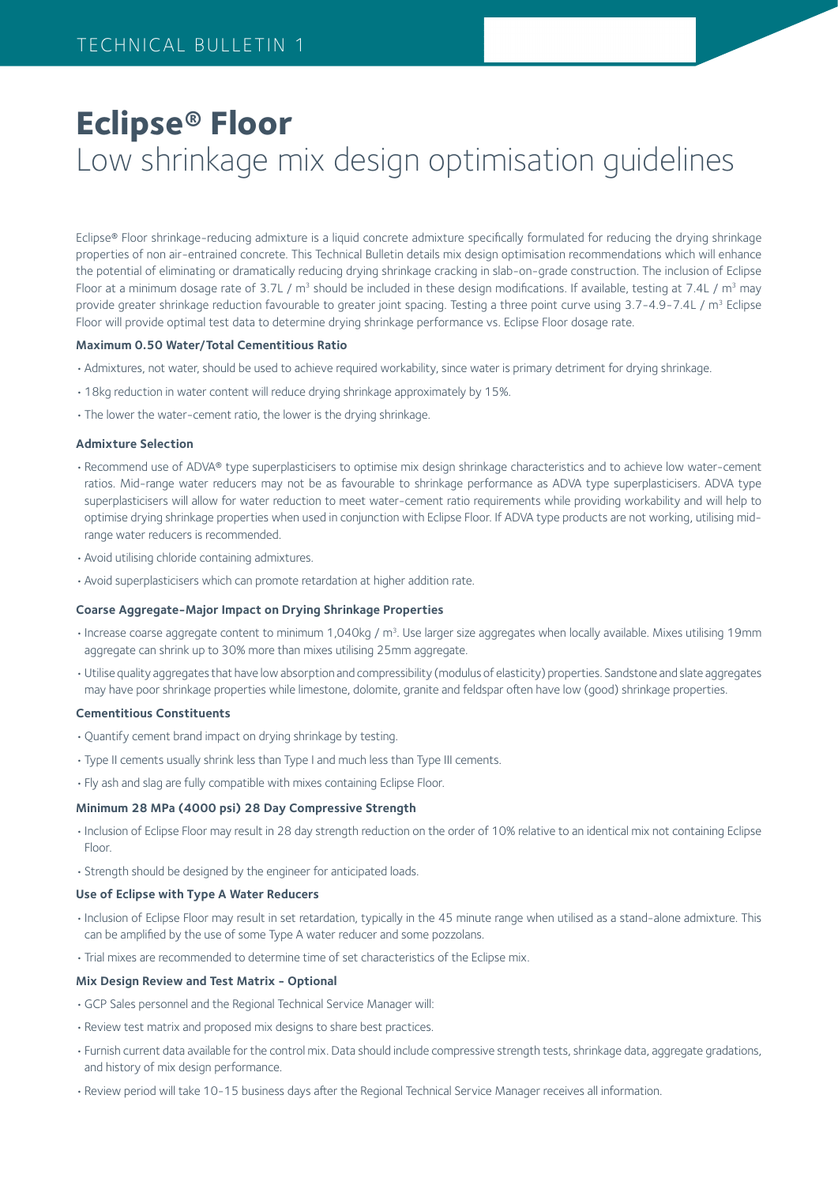TECHNICAL BULLETIN 1

# Eclipse® Floor

## Low shrinkage mix design optimisation guidelines

Eclipse® Floor shrinkage-reducing admixture is a liquid concrete admixture specifically formulated for reducing the drying shrinkage properties of non air-entrained concrete. This Technical Bulletin details mix design optimisation recommendations which will enhance the potential of eliminating or dramatically reducing drying shrinkage cracking in slab-on-grade construction. The inclusion of Eclipse Floor at a minimum dosage rate of 3.7L / m³ should be included in these design modifications. If available, testing at 7.4L / m³ may provide greater shrinkage reduction favourable to greater joint spacing. Testing a three point curve using 3.7-4.9-7.4L / m³ Eclipse Floor will provide optimal test data to determine drying shrinkage performance vs. Eclipse Floor dosage rate.

**Maximum 0.50 Water/Total Cementitious Ratio**

- Admixtures, not water, should be used to achieve required workability, since water is primary detriment for drying shrinkage.
- 18kg reduction in water content will reduce drying shrinkage approximately by 15%.
- The lower the water-cement ratio, the lower is the drying shrinkage.

**Admixture Selection**

- Recommend use of ADVA® type superplasticisers to optimise mix design shrinkage characteristics and to achieve low water-cement ratios. Mid-range water reducers may not be as favourable to shrinkage performance as ADVA type superplasticisers. ADVA type superplasticisers will allow for water reduction to meet water-cement ratio requirements while providing workability and will help to optimise drying shrinkage properties when used in conjunction with Eclipse Floor. If ADVA type products are not working, utilising mid-range water reducers is recommended.
- Avoid utilising chloride containing admixtures.
- Avoid superplasticisers which can promote retardation at higher addition rate.

**Coarse Aggregate-Major Impact on Drying Shrinkage Properties**

- Increase coarse aggregate content to minimum 1,040kg / m³. Use larger size aggregates when locally available. Mixes utilising 19mm aggregate can shrink up to 30% more than mixes utilising 25mm aggregate.
- Utilise quality aggregates that have low absorption and compressibility (modulus of elasticity) properties. Sandstone and slate aggregates may have poor shrinkage properties while limestone, dolomite, granite and feldspar often have low (good) shrinkage properties.

**Cementitious Constituents**

- Quantify cement brand impact on drying shrinkage by testing.
- Type II cements usually shrink less than Type I and much less than Type III cements.
- Fly ash and slag are fully compatible with mixes containing Eclipse Floor.

**Minimum 28 MPa (4000 psi) 28 Day Compressive Strength**

- Inclusion of Eclipse Floor may result in 28 day strength reduction on the order of 10% relative to an identical mix not containing Eclipse Floor.
- Strength should be designed by the engineer for anticipated loads.

**Use of Eclipse with Type A Water Reducers**

- Inclusion of Eclipse Floor may result in set retardation, typically in the 45 minute range when utilised as a stand-alone admixture. This can be amplified by the use of some Type A water reducer and some pozzolans.
- Trial mixes are recommended to determine time of set characteristics of the Eclipse mix.

**Mix Design Review and Test Matrix - Optional**

- GCP Sales personnel and the Regional Technical Service Manager will:
- Review test matrix and proposed mix designs to share best practices.
- Furnish current data available for the control mix. Data should include compressive strength tests, shrinkage data, aggregate gradations, and history of mix design performance.
- Review period will take 10-15 business days after the Regional Technical Service Manager receives all information.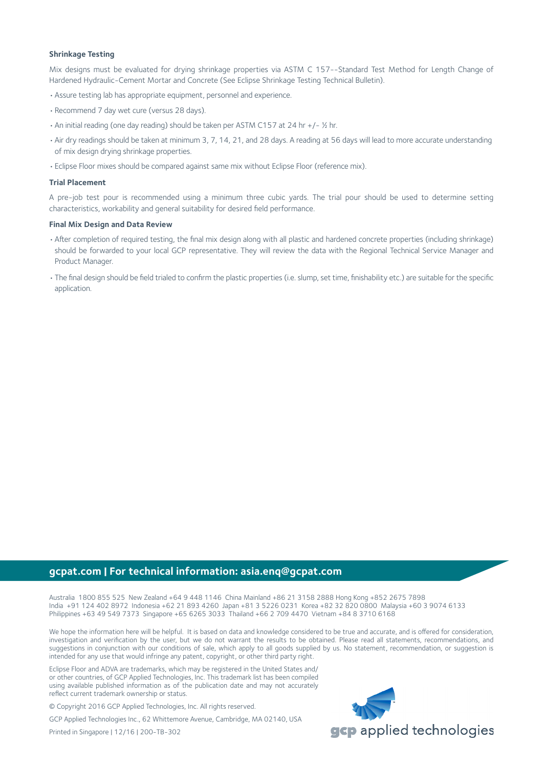### Shrinkage Testing

Mix designs must be evaluated for drying shrinkage properties via ASTM C 157--Standard Test Method for Length Change of Hardened Hydraulic-Cement Mortar and Concrete (See Eclipse Shrinkage Testing Technical Bulletin).

- Assure testing lab has appropriate equipment, personnel and experience.
- Recommend 7 day wet cure (versus 28 days).
- An initial reading (one day reading) should be taken per ASTM C157 at 24 hr +/- ½ hr.
- Air dry readings should be taken at minimum 3, 7, 14, 21, and 28 days. A reading at 56 days will lead to more accurate understanding of mix design drying shrinkage properties.
- Eclipse Floor mixes should be compared against same mix without Eclipse Floor (reference mix).

### Trial Placement

A pre-job test pour is recommended using a minimum three cubic yards. The trial pour should be used to determine setting characteristics, workability and general suitability for desired field performance.

### Final Mix Design and Data Review

- After completion of required testing, the final mix design along with all plastic and hardened concrete properties (including shrinkage) should be forwarded to your local GCP representative. They will review the data with the Regional Technical Service Manager and Product Manager.
- The final design should be field trialed to confirm the plastic properties (i.e. slump, set time, finishability etc.) are suitable for the specific application.

**gcpat.com | For technical information: asia.enq@gcpat.com**

Australia 1800 855 525 New Zealand +64 9 448 1146 China Mainland +86 21 3158 2888 Hong Kong +852 2675 7898 India +91 124 402 8972 Indonesia +62 21 893 4260 Japan +81 3 5226 0231 Korea +82 32 820 0800 Malaysia +60 3 9074 6133 Philippines +63 49 549 7373 Singapore +65 6265 3033 Thailand +66 2 709 4470 Vietnam +84 8 3710 6168

We hope the information here will be helpful. It is based on data and knowledge considered to be true and accurate, and is offered for consideration, investigation and verification by the user, but we do not warrant the results to be obtained. Please read all statements, recommendations, and suggestions in conjunction with our conditions of sale, which apply to all goods supplied by us. No statement, recommendation, or suggestion is intended for any use that would infringe any patent, copyright, or other third party right.

Eclipse Floor and ADVA are trademarks, which may be registered in the United States and/or other countries, of GCP Applied Technologies, Inc. This trademark list has been compiled using available published information as of the publication date and may not accurately reflect current trademark ownership or status.

© Copyright 2016 GCP Applied Technologies, Inc. All rights reserved.

GCP Applied Technologies Inc., 62 Whittemore Avenue, Cambridge, MA 02140, USA

Printed in Singapore | 12/16 | 200-TB-302

gcp applied technologies